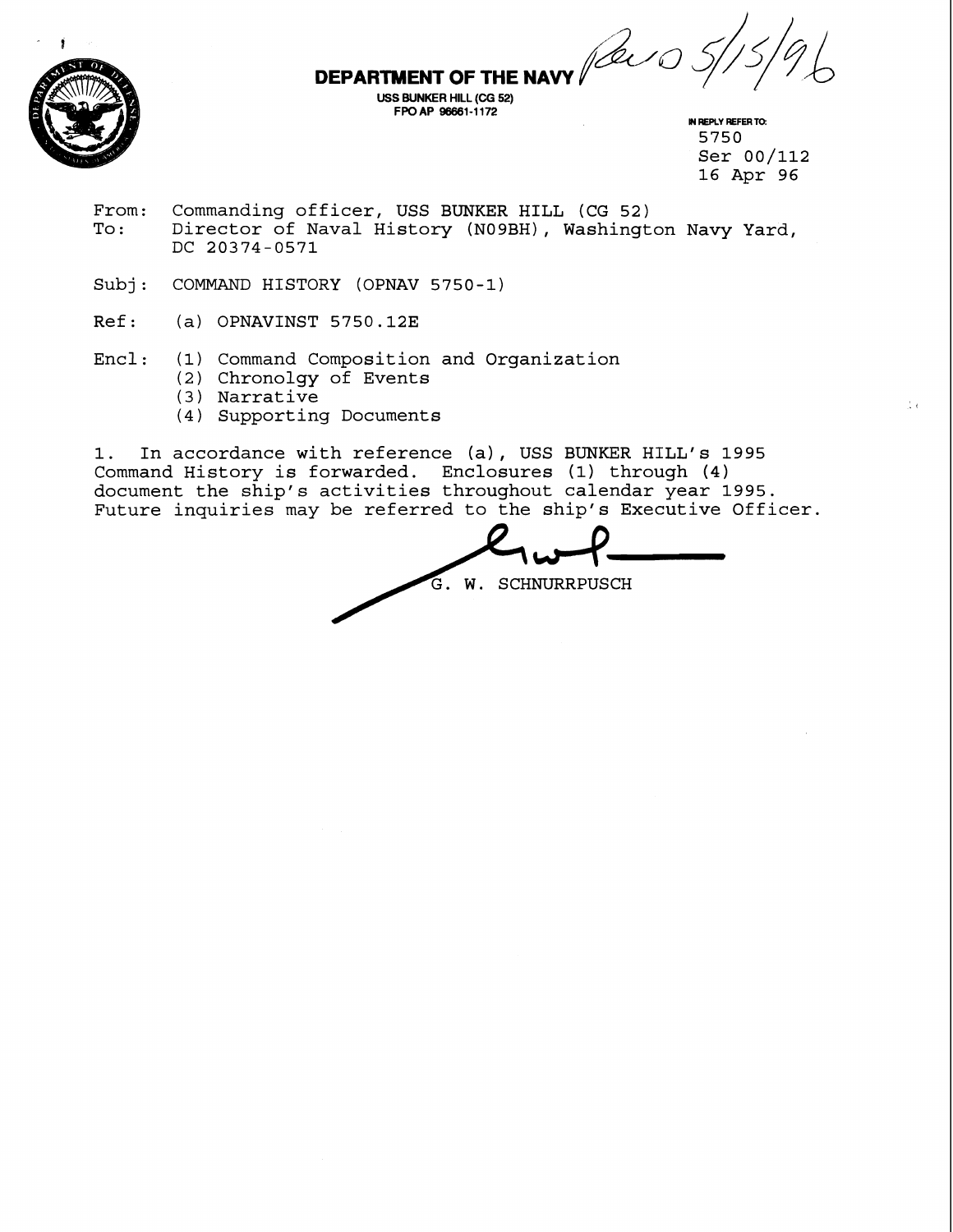Rec'd 5/15/96

**DEPARTMENT OF THE NAVY**
USS BUNKER HILL (CG 52)
FPO AP 96661-1172

IN REPLY REFER TO:
5750
Ser 00/112
16 Apr 96

From: Commanding officer, USS BUNKER HILL (CG 52)
To: Director of Naval History (N09BH), Washington Navy Yard, DC 20374-0571

Subj: COMMAND HISTORY (OPNAV 5750-1)

Ref: (a) OPNAVINST 5750.12E

Encl: (1) Command Composition and Organization
(2) Chronolgy of Events
(3) Narrative
(4) Supporting Documents

1. In accordance with reference (a), USS BUNKER HILL's 1995 Command History is forwarded. Enclosures (1) through (4) document the ship's activities throughout calendar year 1995. Future inquiries may be referred to the ship's Executive Officer.

G. W. SCHNURRPUSCH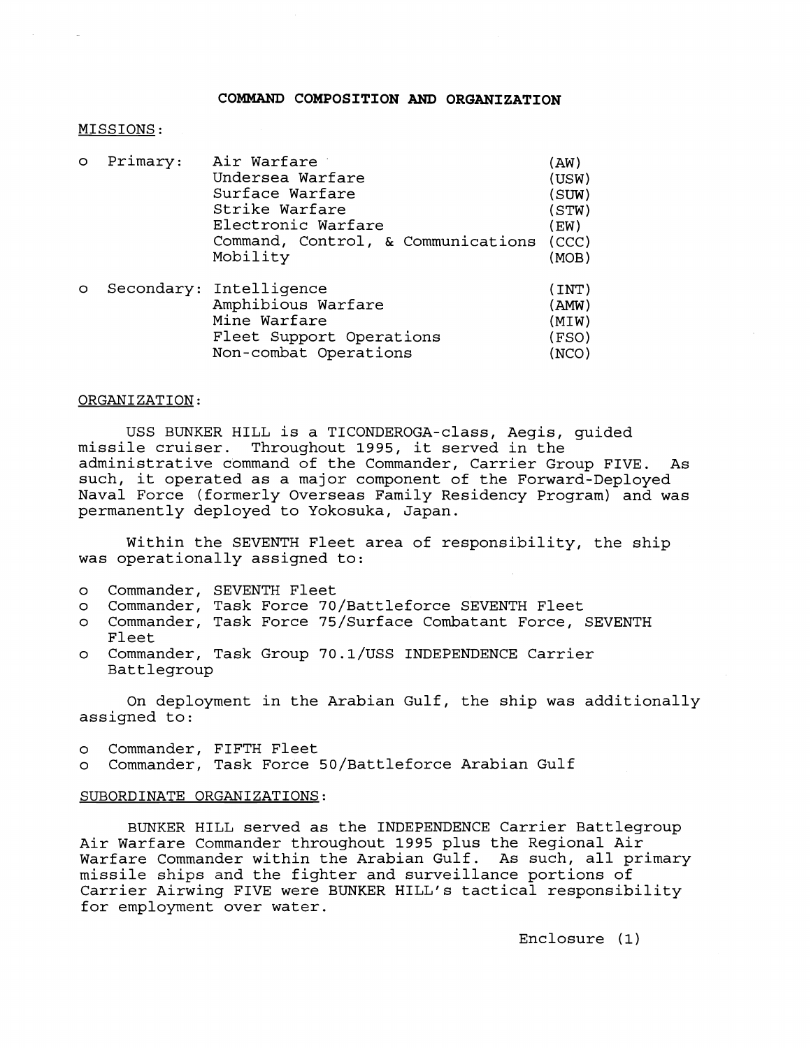# COMMAND COMPOSITION AND ORGANIZATION

MISSIONS:

| | | |
|---|---|---|
| o Primary: | Air Warfare | (AW) |
| | Undersea Warfare | (USW) |
| | Surface Warfare | (SUW) |
| | Strike Warfare | (STW) |
| | Electronic Warfare | (EW) |
| | Command, Control, & Communications | (CCC) |
| | Mobility | (MOB) |
| o Secondary: | Intelligence | (INT) |
| | Amphibious Warfare | (AMW) |
| | Mine Warfare | (MIW) |
| | Fleet Support Operations | (FSO) |
| | Non-combat Operations | (NCO) |

ORGANIZATION:

USS BUNKER HILL is a TICONDEROGA-class, Aegis, guided missile cruiser. Throughout 1995, it served in the administrative command of the Commander, Carrier Group FIVE. As such, it operated as a major component of the Forward-Deployed Naval Force (formerly Overseas Family Residency Program) and was permanently deployed to Yokosuka, Japan.

Within the SEVENTH Fleet area of responsibility, the ship was operationally assigned to:

- Commander, SEVENTH Fleet
- Commander, Task Force 70/Battleforce SEVENTH Fleet
- Commander, Task Force 75/Surface Combatant Force, SEVENTH Fleet
- Commander, Task Group 70.1/USS INDEPENDENCE Carrier Battlegroup

On deployment in the Arabian Gulf, the ship was additionally assigned to:

- Commander, FIFTH Fleet
- Commander, Task Force 50/Battleforce Arabian Gulf

SUBORDINATE ORGANIZATIONS:

BUNKER HILL served as the INDEPENDENCE Carrier Battlegroup Air Warfare Commander throughout 1995 plus the Regional Air Warfare Commander within the Arabian Gulf. As such, all primary missile ships and the fighter and surveillance portions of Carrier Airwing FIVE were BUNKER HILL's tactical responsibility for employment over water.

Enclosure (1)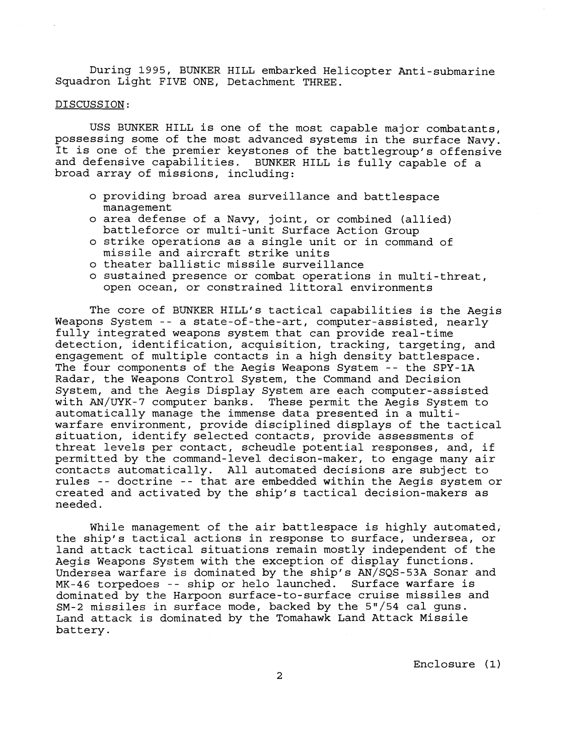During 1995, BUNKER HILL embarked Helicopter Anti-submarine Squadron Light FIVE ONE, Detachment THREE.

DISCUSSION:

USS BUNKER HILL is one of the most capable major combatants, possessing some of the most advanced systems in the surface Navy. It is one of the premier keystones of the battlegroup's offensive and defensive capabilities. BUNKER HILL is fully capable of a broad array of missions, including:

- providing broad area surveillance and battlespace management
- area defense of a Navy, joint, or combined (allied) battleforce or multi-unit Surface Action Group
- strike operations as a single unit or in command of missile and aircraft strike units
- theater ballistic missile surveillance
- sustained presence or combat operations in multi-threat, open ocean, or constrained littoral environments

The core of BUNKER HILL's tactical capabilities is the Aegis Weapons System -- a state-of-the-art, computer-assisted, nearly fully integrated weapons system that can provide real-time detection, identification, acquisition, tracking, targeting, and engagement of multiple contacts in a high density battlespace. The four components of the Aegis Weapons System -- the SPY-1A Radar, the Weapons Control System, the Command and Decision System, and the Aegis Display System are each computer-assisted with AN/UYK-7 computer banks. These permit the Aegis System to automatically manage the immense data presented in a multi-warfare environment, provide disciplined displays of the tactical situation, identify selected contacts, provide assessments of threat levels per contact, scheudle potential responses, and, if permitted by the command-level decison-maker, to engage many air contacts automatically. All automated decisions are subject to rules -- doctrine -- that are embedded within the Aegis system or created and activated by the ship's tactical decision-makers as needed.

While management of the air battlespace is highly automated, the ship's tactical actions in response to surface, undersea, or land attack tactical situations remain mostly independent of the Aegis Weapons System with the exception of display functions. Undersea warfare is dominated by the ship's AN/SQS-53A Sonar and MK-46 torpedoes -- ship or helo launched. Surface warfare is dominated by the Harpoon surface-to-surface cruise missiles and SM-2 missiles in surface mode, backed by the 5"/54 cal guns. Land attack is dominated by the Tomahawk Land Attack Missile battery.

Enclosure (1)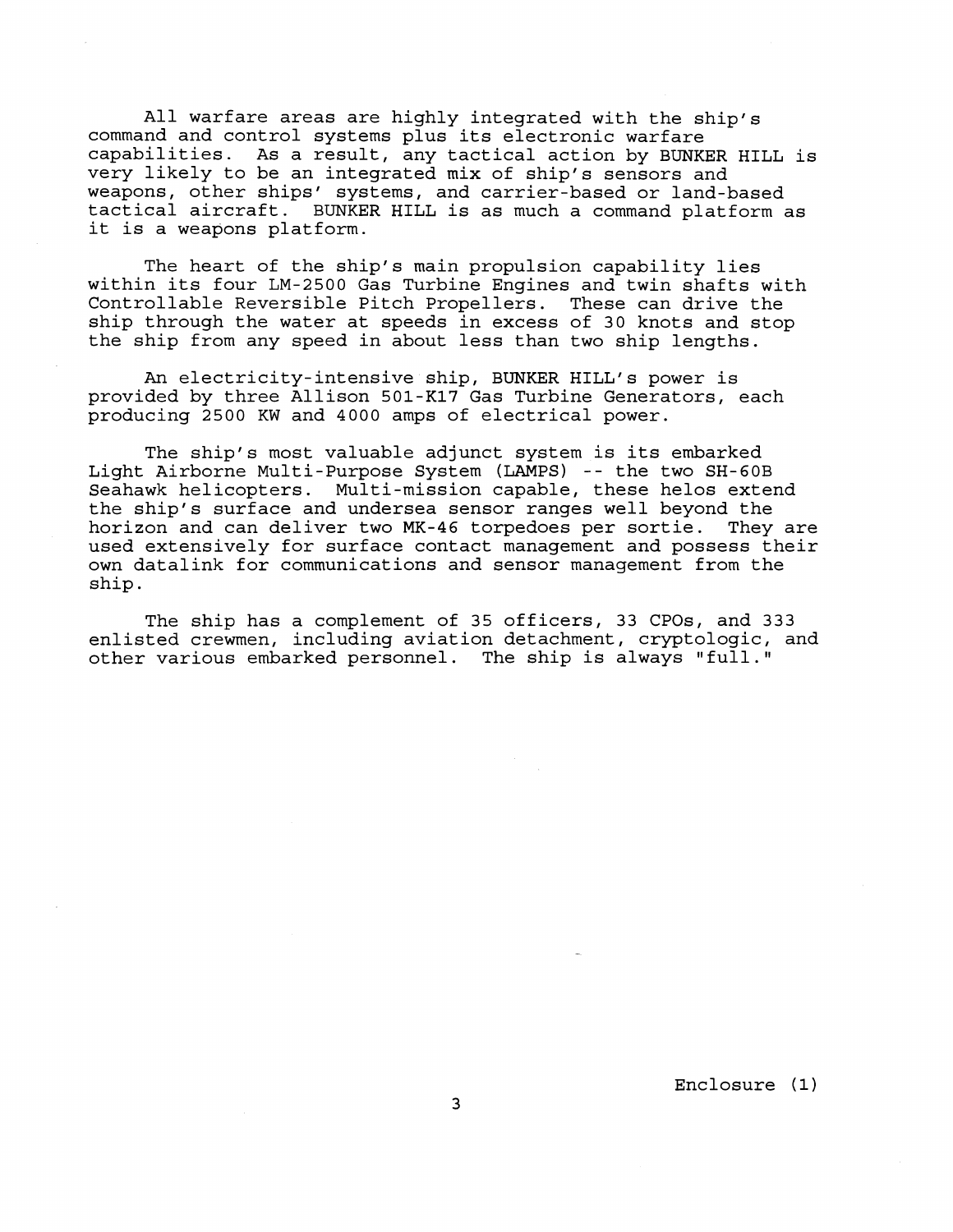All warfare areas are highly integrated with the ship's command and control systems plus its electronic warfare capabilities. As a result, any tactical action by BUNKER HILL is very likely to be an integrated mix of ship's sensors and weapons, other ships' systems, and carrier-based or land-based tactical aircraft. BUNKER HILL is as much a command platform as it is a weapons platform.

The heart of the ship's main propulsion capability lies within its four LM-2500 Gas Turbine Engines and twin shafts with Controllable Reversible Pitch Propellers. These can drive the ship through the water at speeds in excess of 30 knots and stop the ship from any speed in about less than two ship lengths.

An electricity-intensive ship, BUNKER HILL's power is provided by three Allison 501-K17 Gas Turbine Generators, each producing 2500 KW and 4000 amps of electrical power.

The ship's most valuable adjunct system is its embarked Light Airborne Multi-Purpose System (LAMPS) -- the two SH-60B Seahawk helicopters. Multi-mission capable, these helos extend the ship's surface and undersea sensor ranges well beyond the horizon and can deliver two MK-46 torpedoes per sortie. They are used extensively for surface contact management and possess their own datalink for communications and sensor management from the ship.

The ship has a complement of 35 officers, 33 CPOs, and 333 enlisted crewmen, including aviation detachment, cryptologic, and other various embarked personnel. The ship is always "full."

Enclosure (1)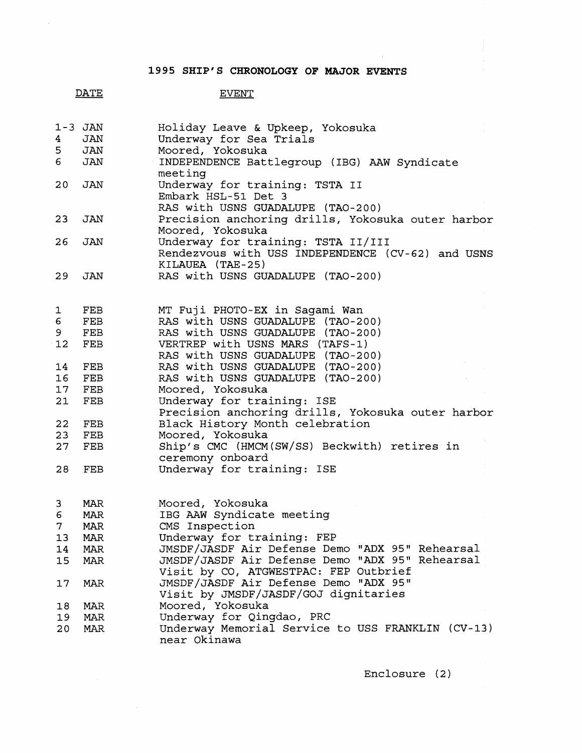# 1995 SHIP'S CHRONOLOGY OF MAJOR EVENTS

| DATE | EVENT |
|---|---|
| 1-3 JAN | Holiday Leave & Upkeep, Yokosuka |
| 4 JAN | Underway for Sea Trials |
| 5 JAN | Moored, Yokosuka |
| 6 JAN | INDEPENDENCE Battlegroup (IBG) AAW Syndicate meeting |
| 20 JAN | Underway for training: TSTA II<br>Embark HSL-51 Det 3<br>RAS with USNS GUADALUPE (TAO-200) |
| 23 JAN | Precision anchoring drills, Yokosuka outer harbor<br>Moored, Yokosuka |
| 26 JAN | Underway for training: TSTA II/III<br>Rendezvous with USS INDEPENDENCE (CV-62) and USNS KILAUEA (TAE-25) |
| 29 JAN | RAS with USNS GUADALUPE (TAO-200) |
| 1 FEB | MT Fuji PHOTO-EX in Sagami Wan |
| 6 FEB | RAS with USNS GUADALUPE (TAO-200) |
| 9 FEB | RAS with USNS GUADALUPE (TAO-200) |
| 12 FEB | VERTREP with USNS MARS (TAFS-1)<br>RAS with USNS GUADALUPE (TAO-200) |
| 14 FEB | RAS with USNS GUADALUPE (TAO-200) |
| 16 FEB | RAS with USNS GUADALUPE (TAO-200) |
| 17 FEB | Moored, Yokosuka |
| 21 FEB | Underway for training: ISE<br>Precision anchoring drills, Yokosuka outer harbor |
| 22 FEB | Black History Month celebration |
| 23 FEB | Moored, Yokosuka |
| 27 FEB | Ship's CMC (HMCM(SW/SS) Beckwith) retires in ceremony onboard |
| 28 FEB | Underway for training: ISE |
| 3 MAR | Moored, Yokosuka |
| 6 MAR | IBG AAW Syndicate meeting |
| 7 MAR | CMS Inspection |
| 13 MAR | Underway for training: FEP |
| 14 MAR | JMSDF/JASDF Air Defense Demo "ADX 95" Rehearsal |
| 15 MAR | JMSDF/JASDF Air Defense Demo "ADX 95" Rehearsal<br>Visit by CO, ATGWESTPAC: FEP Outbrief |
| 17 MAR | JMSDF/JASDF Air Defense Demo "ADX 95"<br>Visit by JMSDF/JASDF/GOJ dignitaries |
| 18 MAR | Moored, Yokosuka |
| 19 MAR | Underway for Qingdao, PRC |
| 20 MAR | Underway Memorial Service to USS FRANKLIN (CV-13) near Okinawa |

Enclosure (2)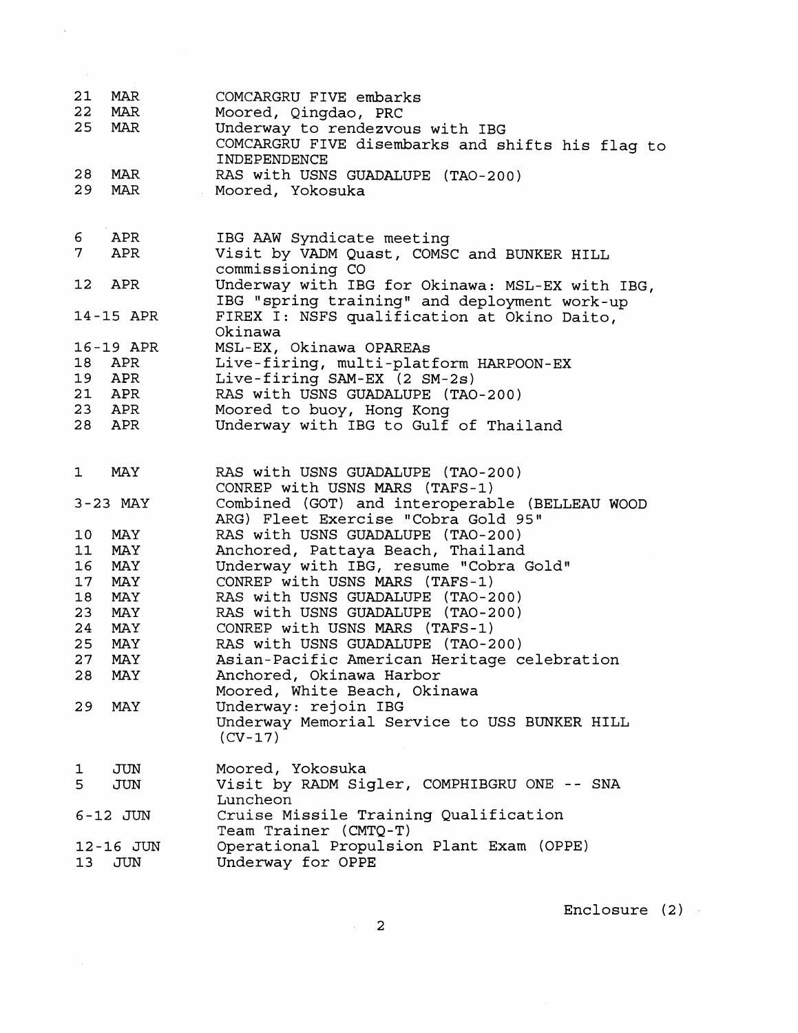| | |
|---|---|
| 21 MAR | COMCARGRU FIVE embarks |
| 22 MAR | Moored, Qingdao, PRC |
| 25 MAR | Underway to rendezvous with IBG<br>COMCARGRU FIVE disembarks and shifts his flag to INDEPENDENCE |
| 28 MAR | RAS with USNS GUADALUPE (TAO-200) |
| 29 MAR | Moored, Yokosuka |
| | |
| 6 APR | IBG AAW Syndicate meeting |
| 7 APR | Visit by VADM Quast, COMSC and BUNKER HILL commissioning CO |
| 12 APR | Underway with IBG for Okinawa: MSL-EX with IBG, IBG "spring training" and deployment work-up |
| 14-15 APR | FIREX I: NSFS qualification at Okino Daito, Okinawa |
| 16-19 APR | MSL-EX, Okinawa OPAREAs |
| 18 APR | Live-firing, multi-platform HARPOON-EX |
| 19 APR | Live-firing SAM-EX (2 SM-2s) |
| 21 APR | RAS with USNS GUADALUPE (TAO-200) |
| 23 APR | Moored to buoy, Hong Kong |
| 28 APR | Underway with IBG to Gulf of Thailand |
| | |
| 1 MAY | RAS with USNS GUADALUPE (TAO-200)<br>CONREP with USNS MARS (TAFS-1) |
| 3-23 MAY | Combined (GOT) and interoperable (BELLEAU WOOD ARG) Fleet Exercise "Cobra Gold 95" |
| 10 MAY | RAS with USNS GUADALUPE (TAO-200) |
| 11 MAY | Anchored, Pattaya Beach, Thailand |
| 16 MAY | Underway with IBG, resume "Cobra Gold" |
| 17 MAY | CONREP with USNS MARS (TAFS-1) |
| 18 MAY | RAS with USNS GUADALUPE (TAO-200) |
| 23 MAY | RAS with USNS GUADALUPE (TAO-200) |
| 24 MAY | CONREP with USNS MARS (TAFS-1) |
| 25 MAY | RAS with USNS GUADALUPE (TAO-200) |
| 27 MAY | Asian-Pacific American Heritage celebration |
| 28 MAY | Anchored, Okinawa Harbor<br>Moored, White Beach, Okinawa |
| 29 MAY | Underway: rejoin IBG<br>Underway Memorial Service to USS BUNKER HILL (CV-17) |
| | |
| 1 JUN | Moored, Yokosuka |
| 5 JUN | Visit by RADM Sigler, COMPHIBGRU ONE -- SNA Luncheon |
| 6-12 JUN | Cruise Missile Training Qualification Team Trainer (CMTQ-T) |
| 12-16 JUN | Operational Propulsion Plant Exam (OPPE) |
| 13 JUN | Underway for OPPE |

Enclosure (2)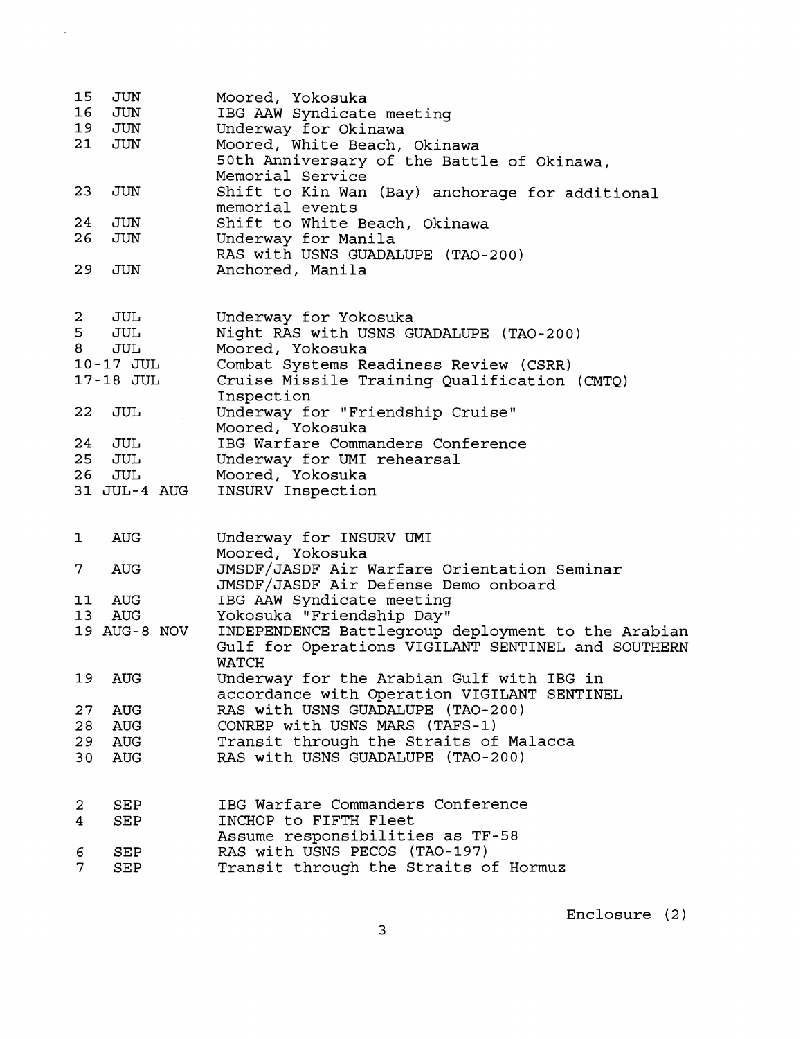| | |
|---|---|
| 15 JUN | Moored, Yokosuka |
| 16 JUN | IBG AAW Syndicate meeting |
| 19 JUN | Underway for Okinawa |
| 21 JUN | Moored, White Beach, Okinawa<br>50th Anniversary of the Battle of Okinawa, Memorial Service |
| 23 JUN | Shift to Kin Wan (Bay) anchorage for additional memorial events |
| 24 JUN | Shift to White Beach, Okinawa |
| 26 JUN | Underway for Manila<br>RAS with USNS GUADALUPE (TAO-200) |
| 29 JUN | Anchored, Manila |
| | |
| 2 JUL | Underway for Yokosuka |
| 5 JUL | Night RAS with USNS GUADALUPE (TAO-200) |
| 8 JUL | Moored, Yokosuka |
| 10-17 JUL | Combat Systems Readiness Review (CSRR) |
| 17-18 JUL | Cruise Missile Training Qualification (CMTQ) Inspection |
| 22 JUL | Underway for "Friendship Cruise"<br>Moored, Yokosuka |
| 24 JUL | IBG Warfare Commanders Conference |
| 25 JUL | Underway for UMI rehearsal |
| 26 JUL | Moored, Yokosuka |
| 31 JUL-4 AUG | INSURV Inspection |
| | |
| 1 AUG | Underway for INSURV UMI<br>Moored, Yokosuka |
| 7 AUG | JMSDF/JASDF Air Warfare Orientation Seminar<br>JMSDF/JASDF Air Defense Demo onboard |
| 11 AUG | IBG AAW Syndicate meeting |
| 13 AUG | Yokosuka "Friendship Day" |
| 19 AUG-8 NOV | INDEPENDENCE Battlegroup deployment to the Arabian Gulf for Operations VIGILANT SENTINEL and SOUTHERN WATCH |
| 19 AUG | Underway for the Arabian Gulf with IBG in accordance with Operation VIGILANT SENTINEL |
| 27 AUG | RAS with USNS GUADALUPE (TAO-200) |
| 28 AUG | CONREP with USNS MARS (TAFS-1) |
| 29 AUG | Transit through the Straits of Malacca |
| 30 AUG | RAS with USNS GUADALUPE (TAO-200) |
| | |
| 2 SEP | IBG Warfare Commanders Conference |
| 4 SEP | INCHOP to FIFTH Fleet<br>Assume responsibilities as TF-58 |
| 6 SEP | RAS with USNS PECOS (TAO-197) |
| 7 SEP | Transit through the Straits of Hormuz |

Enclosure (2)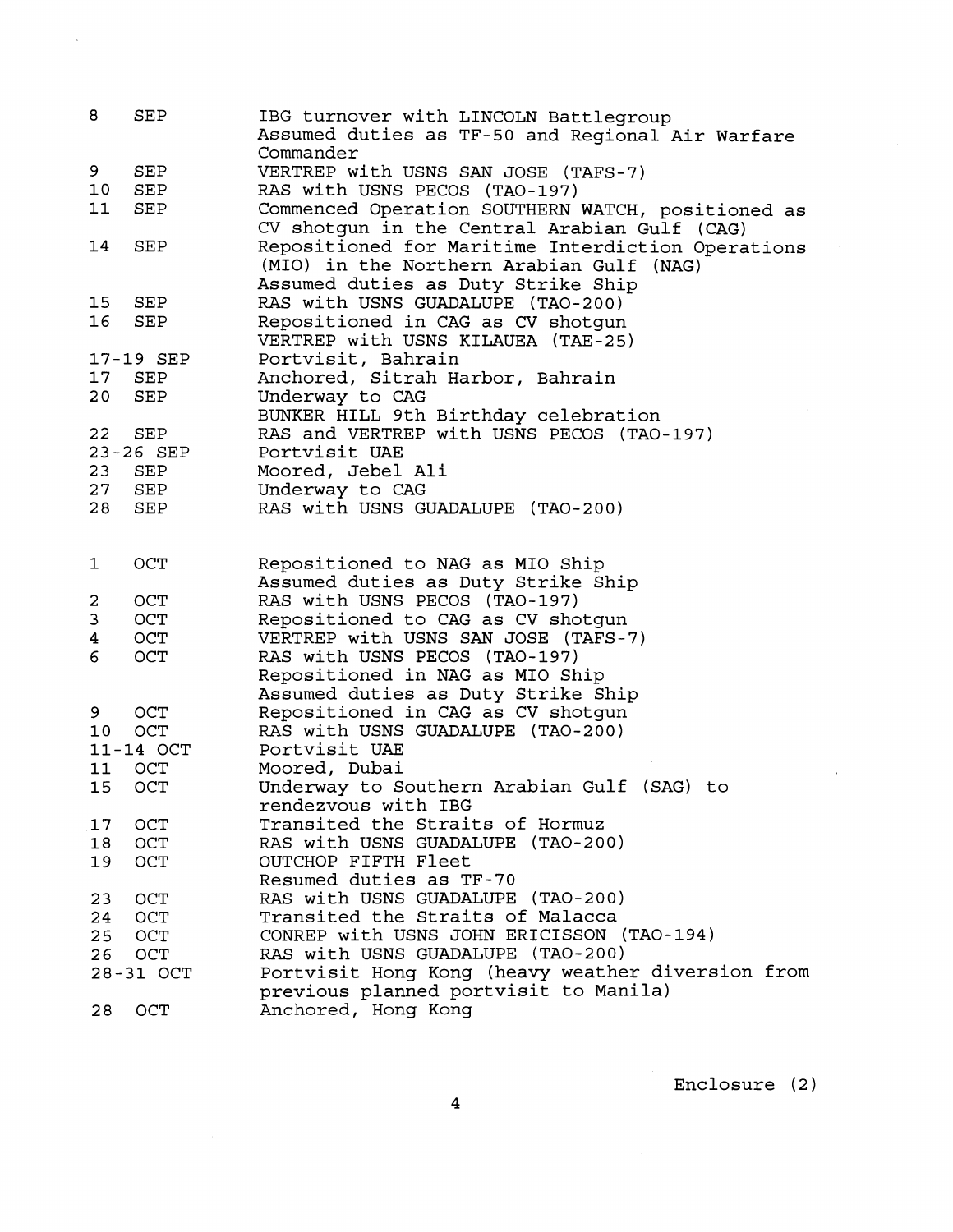| Date | Event |
|---|---|
| 8 SEP | IBG turnover with LINCOLN Battlegroup<br>Assumed duties as TF-50 and Regional Air Warfare Commander |
| 9 SEP | VERTREP with USNS SAN JOSE (TAFS-7) |
| 10 SEP | RAS with USNS PECOS (TAO-197) |
| 11 SEP | Commenced Operation SOUTHERN WATCH, positioned as CV shotgun in the Central Arabian Gulf (CAG) |
| 14 SEP | Repositioned for Maritime Interdiction Operations (MIO) in the Northern Arabian Gulf (NAG)<br>Assumed duties as Duty Strike Ship |
| 15 SEP | RAS with USNS GUADALUPE (TAO-200) |
| 16 SEP | Repositioned in CAG as CV shotgun<br>VERTREP with USNS KILAUEA (TAE-25) |
| 17-19 SEP | Portvisit, Bahrain |
| 17 SEP | Anchored, Sitrah Harbor, Bahrain |
| 20 SEP | Underway to CAG<br>BUNKER HILL 9th Birthday celebration |
| 22 SEP | RAS and VERTREP with USNS PECOS (TAO-197) |
| 23-26 SEP | Portvisit UAE |
| 23 SEP | Moored, Jebel Ali |
| 27 SEP | Underway to CAG |
| 28 SEP | RAS with USNS GUADALUPE (TAO-200) |
| 1 OCT | Repositioned to NAG as MIO Ship<br>Assumed duties as Duty Strike Ship |
| 2 OCT | RAS with USNS PECOS (TAO-197) |
| 3 OCT | Repositioned to CAG as CV shotgun |
| 4 OCT | VERTREP with USNS SAN JOSE (TAFS-7) |
| 6 OCT | RAS with USNS PECOS (TAO-197)<br>Repositioned in NAG as MIO Ship<br>Assumed duties as Duty Strike Ship |
| 9 OCT | Repositioned in CAG as CV shotgun |
| 10 OCT | RAS with USNS GUADALUPE (TAO-200) |
| 11-14 OCT | Portvisit UAE |
| 11 OCT | Moored, Dubai |
| 15 OCT | Underway to Southern Arabian Gulf (SAG) to rendezvous with IBG |
| 17 OCT | Transited the Straits of Hormuz |
| 18 OCT | RAS with USNS GUADALUPE (TAO-200) |
| 19 OCT | OUTCHOP FIFTH Fleet<br>Resumed duties as TF-70 |
| 23 OCT | RAS with USNS GUADALUPE (TAO-200) |
| 24 OCT | Transited the Straits of Malacca |
| 25 OCT | CONREP with USNS JOHN ERICISSON (TAO-194) |
| 26 OCT | RAS with USNS GUADALUPE (TAO-200) |
| 28-31 OCT | Portvisit Hong Kong (heavy weather diversion from previous planned portvisit to Manila) |
| 28 OCT | Anchored, Hong Kong |

Enclosure (2)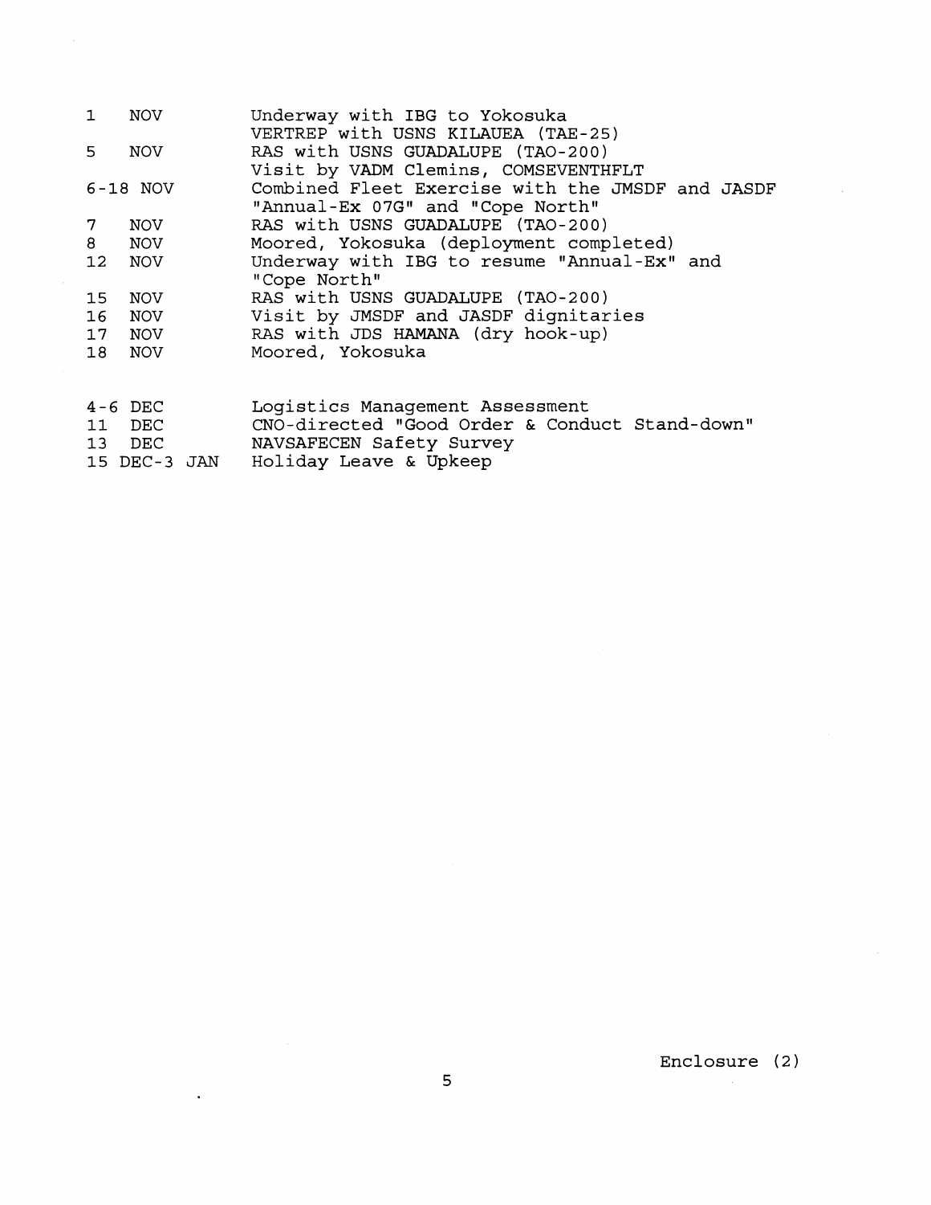| | |
|---|---|
| 1 NOV | Underway with IBG to Yokosuka<br>VERTREP with USNS KILAUEA (TAE-25) |
| 5 NOV | RAS with USNS GUADALUPE (TAO-200)<br>Visit by VADM Clemins, COMSEVENTHFLT |
| 6-18 NOV | Combined Fleet Exercise with the JMSDF and JASDF "Annual-Ex 07G" and "Cope North" |
| 7 NOV | RAS with USNS GUADALUPE (TAO-200) |
| 8 NOV | Moored, Yokosuka (deployment completed) |
| 12 NOV | Underway with IBG to resume "Annual-Ex" and "Cope North" |
| 15 NOV | RAS with USNS GUADALUPE (TAO-200) |
| 16 NOV | Visit by JMSDF and JASDF dignitaries |
| 17 NOV | RAS with JDS HAMANA (dry hook-up) |
| 18 NOV | Moored, Yokosuka |
| | |
| 4-6 DEC | Logistics Management Assessment |
| 11 DEC | CNO-directed "Good Order & Conduct Stand-down" |
| 13 DEC | NAVSAFECEN Safety Survey |
| 15 DEC-3 JAN | Holiday Leave & Upkeep |

Enclosure (2)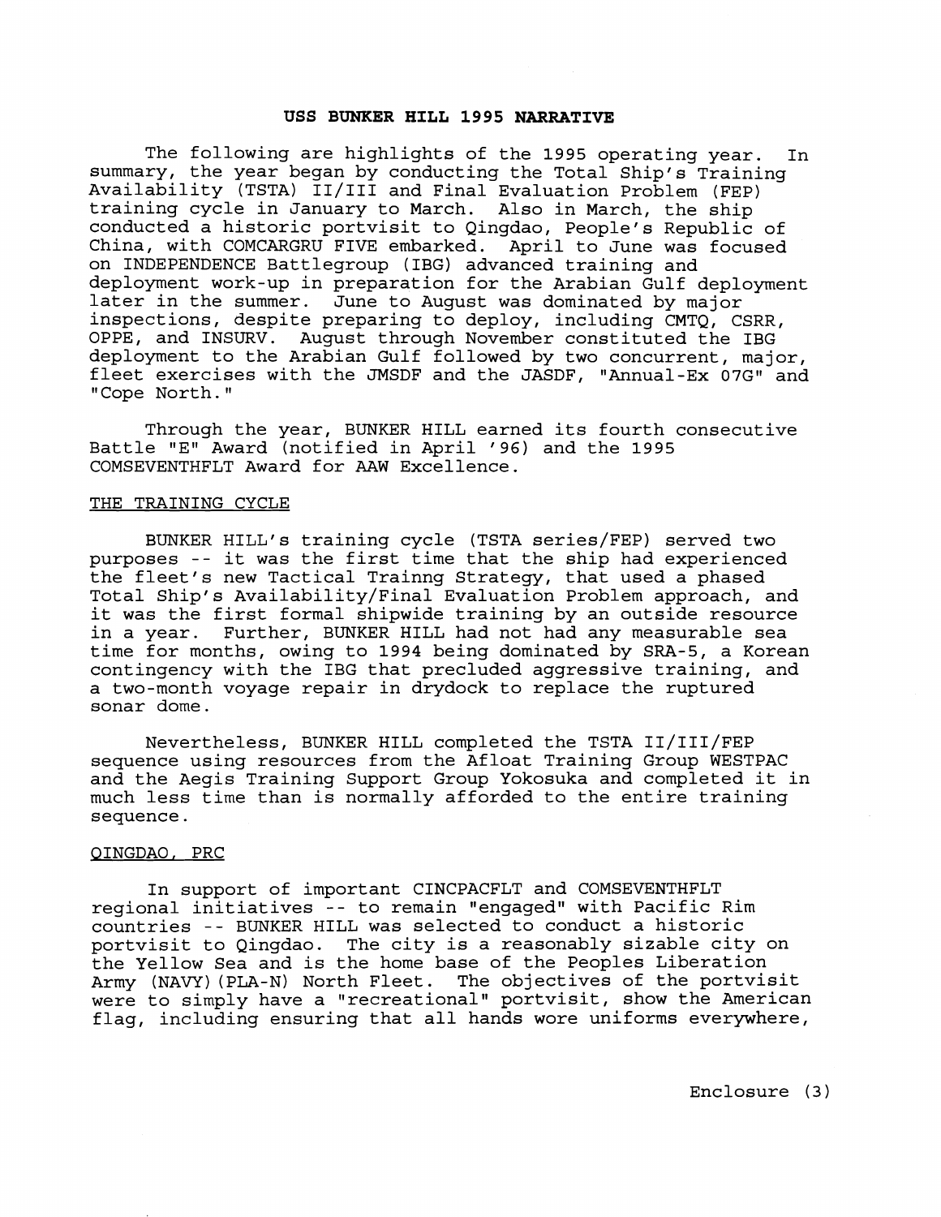**USS BUNKER HILL 1995 NARRATIVE**

The following are highlights of the 1995 operating year. In summary, the year began by conducting the Total Ship's Training Availability (TSTA) II/III and Final Evaluation Problem (FEP) training cycle in January to March. Also in March, the ship conducted a historic portvisit to Qingdao, People's Republic of China, with COMCARGRU FIVE embarked. April to June was focused on INDEPENDENCE Battlegroup (IBG) advanced training and deployment work-up in preparation for the Arabian Gulf deployment later in the summer. June to August was dominated by major inspections, despite preparing to deploy, including CMTQ, CSRR, OPPE, and INSURV. August through November constituted the IBG deployment to the Arabian Gulf followed by two concurrent, major, fleet exercises with the JMSDF and the JASDF, "Annual-Ex 07G" and "Cope North."

Through the year, BUNKER HILL earned its fourth consecutive Battle "E" Award (notified in April '96) and the 1995 COMSEVENTHFLT Award for AAW Excellence.

THE TRAINING CYCLE

BUNKER HILL's training cycle (TSTA series/FEP) served two purposes -- it was the first time that the ship had experienced the fleet's new Tactical Trainng Strategy, that used a phased Total Ship's Availability/Final Evaluation Problem approach, and it was the first formal shipwide training by an outside resource in a year. Further, BUNKER HILL had not had any measurable sea time for months, owing to 1994 being dominated by SRA-5, a Korean contingency with the IBG that precluded aggressive training, and a two-month voyage repair in drydock to replace the ruptured sonar dome.

Nevertheless, BUNKER HILL completed the TSTA II/III/FEP sequence using resources from the Afloat Training Group WESTPAC and the Aegis Training Support Group Yokosuka and completed it in much less time than is normally afforded to the entire training sequence.

QINGDAO, PRC

In support of important CINCPACFLT and COMSEVENTHFLT regional initiatives -- to remain "engaged" with Pacific Rim countries -- BUNKER HILL was selected to conduct a historic portvisit to Qingdao. The city is a reasonably sizable city on the Yellow Sea and is the home base of the Peoples Liberation Army (NAVY)(PLA-N) North Fleet. The objectives of the portvisit were to simply have a "recreational" portvisit, show the American flag, including ensuring that all hands wore uniforms everywhere,

Enclosure (3)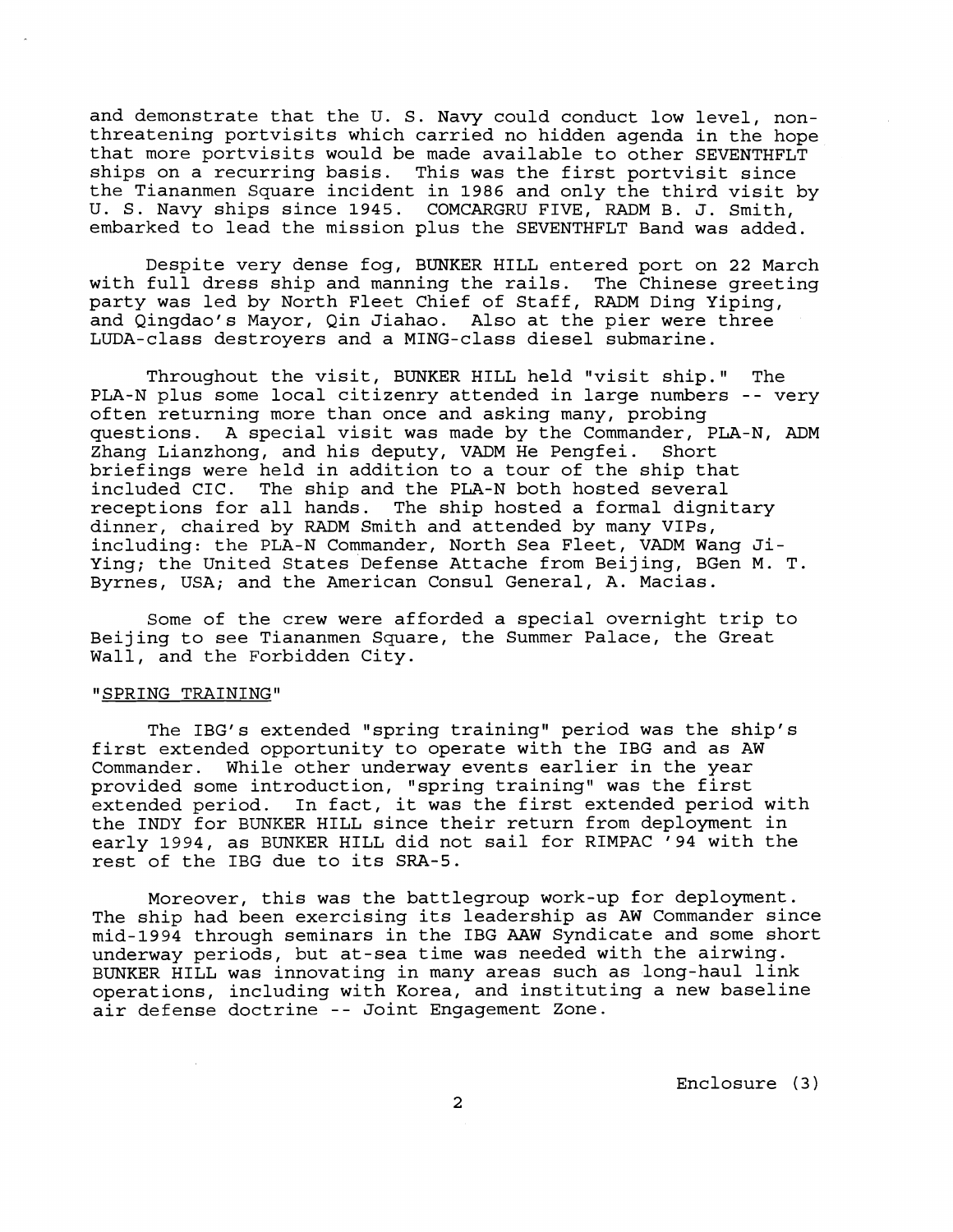and demonstrate that the U. S. Navy could conduct low level, non-threatening portvisits which carried no hidden agenda in the hope that more portvisits would be made available to other SEVENTHFLT ships on a recurring basis. This was the first portvisit since the Tiananmen Square incident in 1986 and only the third visit by U. S. Navy ships since 1945. COMCARGRU FIVE, RADM B. J. Smith, embarked to lead the mission plus the SEVENTHFLT Band was added.

Despite very dense fog, BUNKER HILL entered port on 22 March with full dress ship and manning the rails. The Chinese greeting party was led by North Fleet Chief of Staff, RADM Ding Yiping, and Qingdao's Mayor, Qin Jiahao. Also at the pier were three LUDA-class destroyers and a MING-class diesel submarine.

Throughout the visit, BUNKER HILL held "visit ship." The PLA-N plus some local citizenry attended in large numbers -- very often returning more than once and asking many, probing questions. A special visit was made by the Commander, PLA-N, ADM Zhang Lianzhong, and his deputy, VADM He Pengfei. Short briefings were held in addition to a tour of the ship that included CIC. The ship and the PLA-N both hosted several receptions for all hands. The ship hosted a formal dignitary dinner, chaired by RADM Smith and attended by many VIPs, including: the PLA-N Commander, North Sea Fleet, VADM Wang Ji-Ying; the United States Defense Attache from Beijing, BGen M. T. Byrnes, USA; and the American Consul General, A. Macias.

Some of the crew were afforded a special overnight trip to Beijing to see Tiananmen Square, the Summer Palace, the Great Wall, and the Forbidden City.

"SPRING TRAINING"

The IBG's extended "spring training" period was the ship's first extended opportunity to operate with the IBG and as AW Commander. While other underway events earlier in the year provided some introduction, "spring training" was the first extended period. In fact, it was the first extended period with the INDY for BUNKER HILL since their return from deployment in early 1994, as BUNKER HILL did not sail for RIMPAC '94 with the rest of the IBG due to its SRA-5.

Moreover, this was the battlegroup work-up for deployment. The ship had been exercising its leadership as AW Commander since mid-1994 through seminars in the IBG AAW Syndicate and some short underway periods, but at-sea time was needed with the airwing. BUNKER HILL was innovating in many areas such as long-haul link operations, including with Korea, and instituting a new baseline air defense doctrine -- Joint Engagement Zone.

Enclosure (3)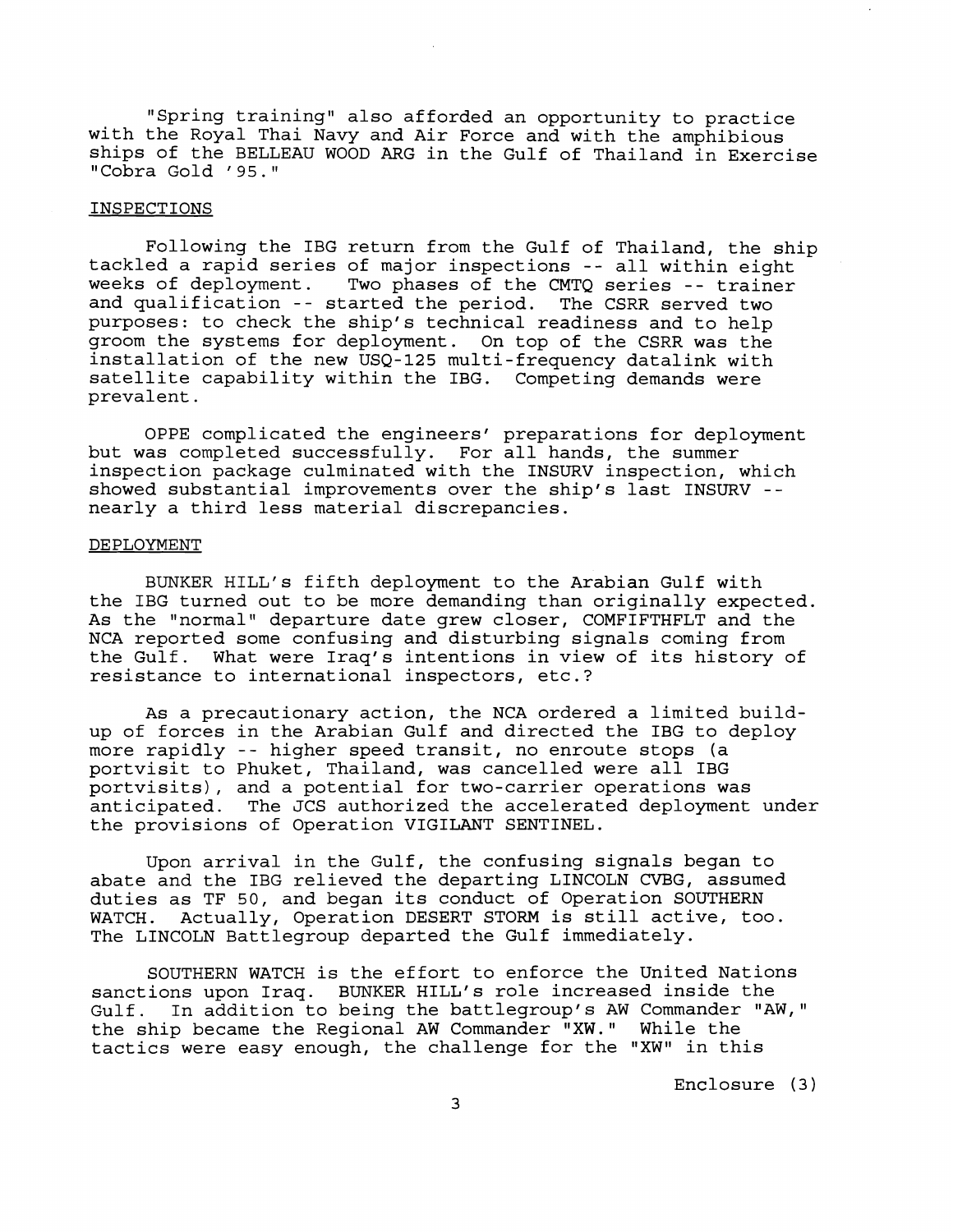"Spring training" also afforded an opportunity to practice with the Royal Thai Navy and Air Force and with the amphibious ships of the BELLEAU WOOD ARG in the Gulf of Thailand in Exercise "Cobra Gold '95."

## INSPECTIONS

Following the IBG return from the Gulf of Thailand, the ship tackled a rapid series of major inspections -- all within eight weeks of deployment. Two phases of the CMTQ series -- trainer and qualification -- started the period. The CSRR served two purposes: to check the ship's technical readiness and to help groom the systems for deployment. On top of the CSRR was the installation of the new USQ-125 multi-frequency datalink with satellite capability within the IBG. Competing demands were prevalent.

OPPE complicated the engineers' preparations for deployment but was completed successfully. For all hands, the summer inspection package culminated with the INSURV inspection, which showed substantial improvements over the ship's last INSURV -- nearly a third less material discrepancies.

## DEPLOYMENT

BUNKER HILL's fifth deployment to the Arabian Gulf with the IBG turned out to be more demanding than originally expected. As the "normal" departure date grew closer, COMFIFTHFLT and the NCA reported some confusing and disturbing signals coming from the Gulf. What were Iraq's intentions in view of its history of resistance to international inspectors, etc.?

As a precautionary action, the NCA ordered a limited build-up of forces in the Arabian Gulf and directed the IBG to deploy more rapidly -- higher speed transit, no enroute stops (a portvisit to Phuket, Thailand, was cancelled were all IBG portvisits), and a potential for two-carrier operations was anticipated. The JCS authorized the accelerated deployment under the provisions of Operation VIGILANT SENTINEL.

Upon arrival in the Gulf, the confusing signals began to abate and the IBG relieved the departing LINCOLN CVBG, assumed duties as TF 50, and began its conduct of Operation SOUTHERN WATCH. Actually, Operation DESERT STORM is still active, too. The LINCOLN Battlegroup departed the Gulf immediately.

SOUTHERN WATCH is the effort to enforce the United Nations sanctions upon Iraq. BUNKER HILL's role increased inside the Gulf. In addition to being the battlegroup's AW Commander "AW," the ship became the Regional AW Commander "XW." While the tactics were easy enough, the challenge for the "XW" in this

Enclosure (3)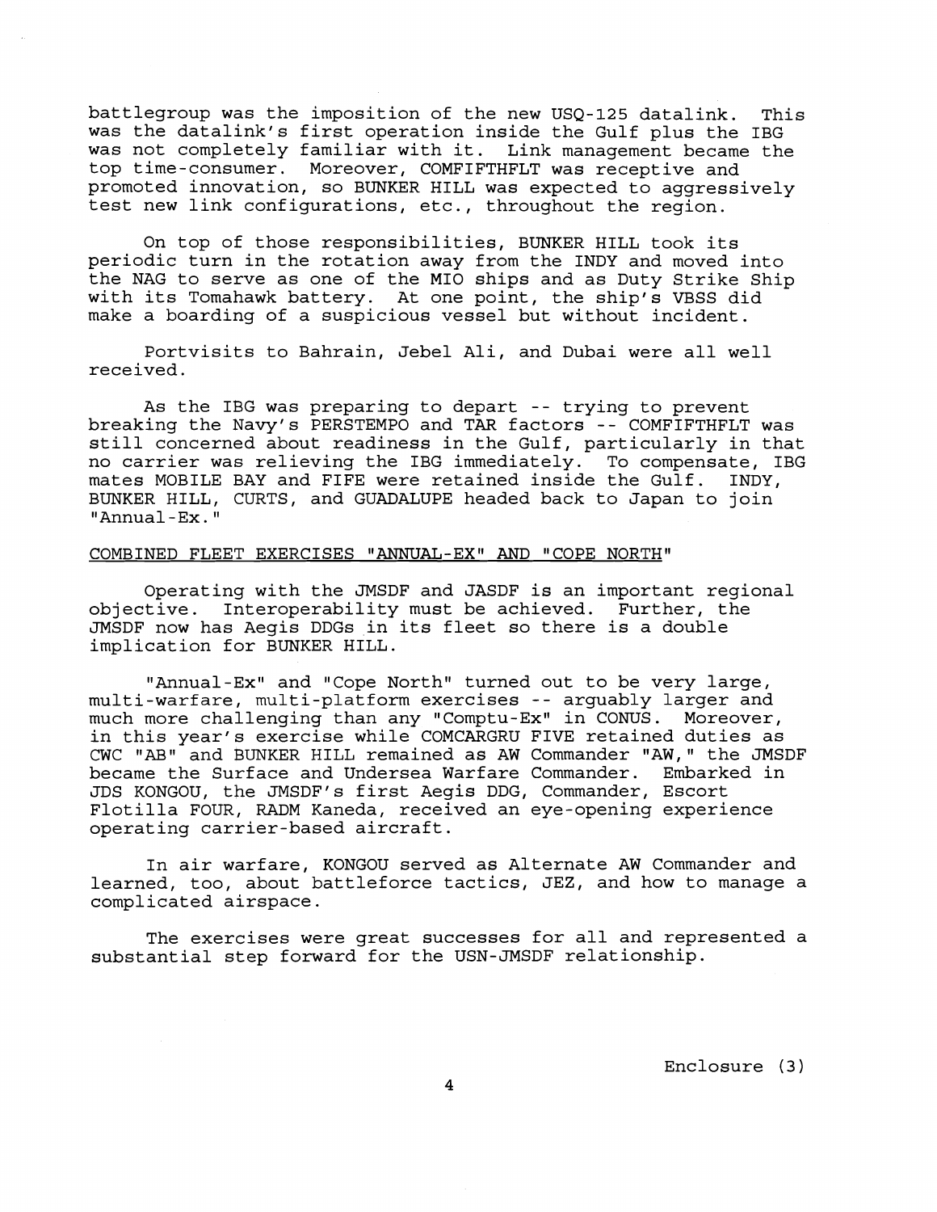battlegroup was the imposition of the new USQ-125 datalink. This was the datalink's first operation inside the Gulf plus the IBG was not completely familiar with it. Link management became the top time-consumer. Moreover, COMFIFTHFLT was receptive and promoted innovation, so BUNKER HILL was expected to aggressively test new link configurations, etc., throughout the region.

On top of those responsibilities, BUNKER HILL took its periodic turn in the rotation away from the INDY and moved into the NAG to serve as one of the MIO ships and as Duty Strike Ship with its Tomahawk battery. At one point, the ship's VBSS did make a boarding of a suspicious vessel but without incident.

Portvisits to Bahrain, Jebel Ali, and Dubai were all well received.

As the IBG was preparing to depart -- trying to prevent breaking the Navy's PERSTEMPO and TAR factors -- COMFIFTHFLT was still concerned about readiness in the Gulf, particularly in that no carrier was relieving the IBG immediately. To compensate, IBG mates MOBILE BAY and FIFE were retained inside the Gulf. INDY, BUNKER HILL, CURTS, and GUADALUPE headed back to Japan to join "Annual-Ex."

## COMBINED FLEET EXERCISES "ANNUAL-EX" AND "COPE NORTH"

Operating with the JMSDF and JASDF is an important regional objective. Interoperability must be achieved. Further, the JMSDF now has Aegis DDGs in its fleet so there is a double implication for BUNKER HILL.

"Annual-Ex" and "Cope North" turned out to be very large, multi-warfare, multi-platform exercises -- arguably larger and much more challenging than any "Comptu-Ex" in CONUS. Moreover, in this year's exercise while COMCARGRU FIVE retained duties as CWC "AB" and BUNKER HILL remained as AW Commander "AW," the JMSDF became the Surface and Undersea Warfare Commander. Embarked in JDS KONGOU, the JMSDF's first Aegis DDG, Commander, Escort Flotilla FOUR, RADM Kaneda, received an eye-opening experience operating carrier-based aircraft.

In air warfare, KONGOU served as Alternate AW Commander and learned, too, about battleforce tactics, JEZ, and how to manage a complicated airspace.

The exercises were great successes for all and represented a substantial step forward for the USN-JMSDF relationship.

Enclosure (3)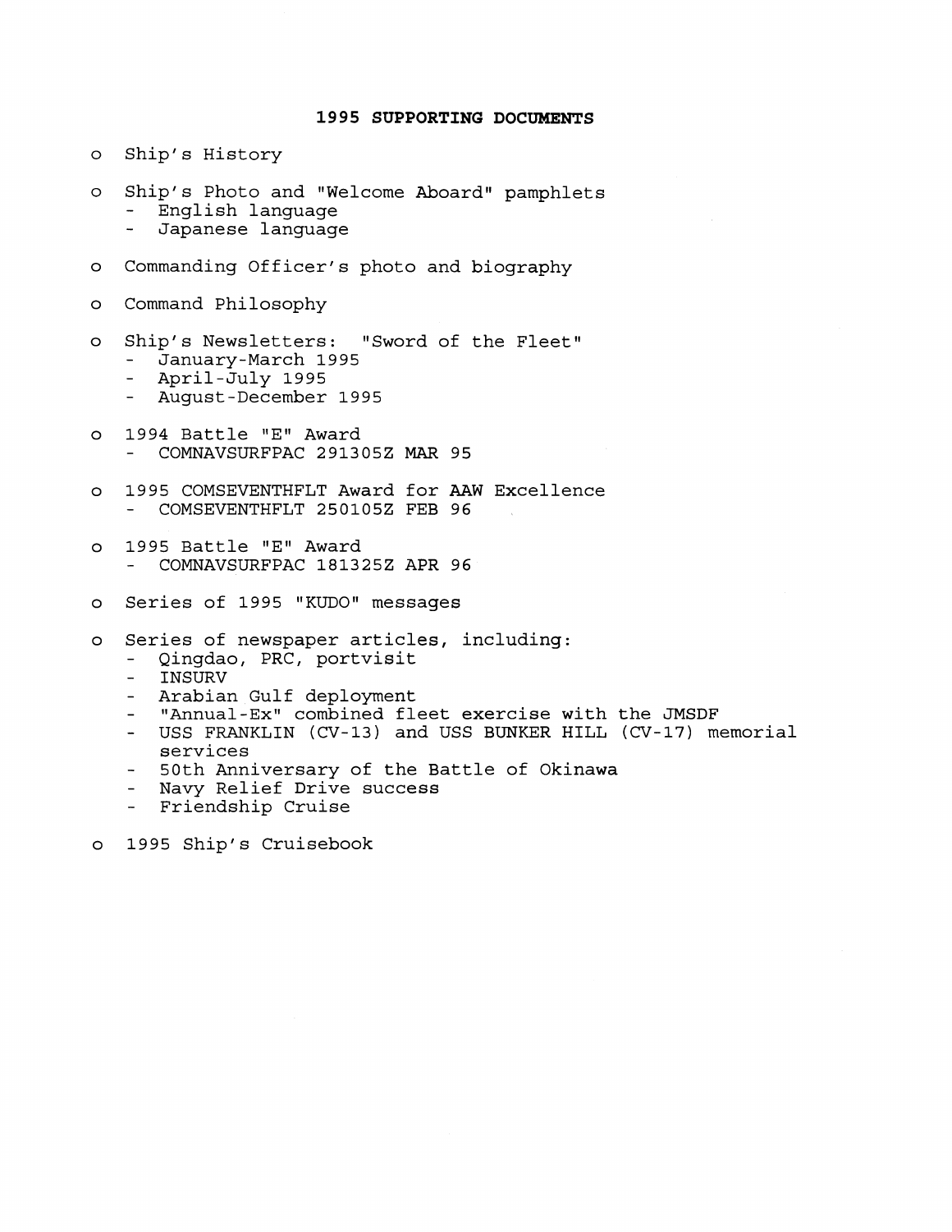## 1995 SUPPORTING DOCUMENTS

- Ship's History
- Ship's Photo and "Welcome Aboard" pamphlets
  - English language
  - Japanese language
- Commanding Officer's photo and biography
- Command Philosophy
- Ship's Newsletters: "Sword of the Fleet"
  - January-March 1995
  - April-July 1995
  - August-December 1995
- 1994 Battle "E" Award
  - COMNAVSURFPAC 291305Z MAR 95
- 1995 COMSEVENTHFLT Award for AAW Excellence
  - COMSEVENTHFLT 250105Z FEB 96
- 1995 Battle "E" Award
  - COMNAVSURFPAC 181325Z APR 96
- Series of 1995 "KUDO" messages
- Series of newspaper articles, including:
  - Qingdao, PRC, portvisit
  - INSURV
  - Arabian Gulf deployment
  - "Annual-Ex" combined fleet exercise with the JMSDF
  - USS FRANKLIN (CV-13) and USS BUNKER HILL (CV-17) memorial services
  - 50th Anniversary of the Battle of Okinawa
  - Navy Relief Drive success
  - Friendship Cruise
- 1995 Ship's Cruisebook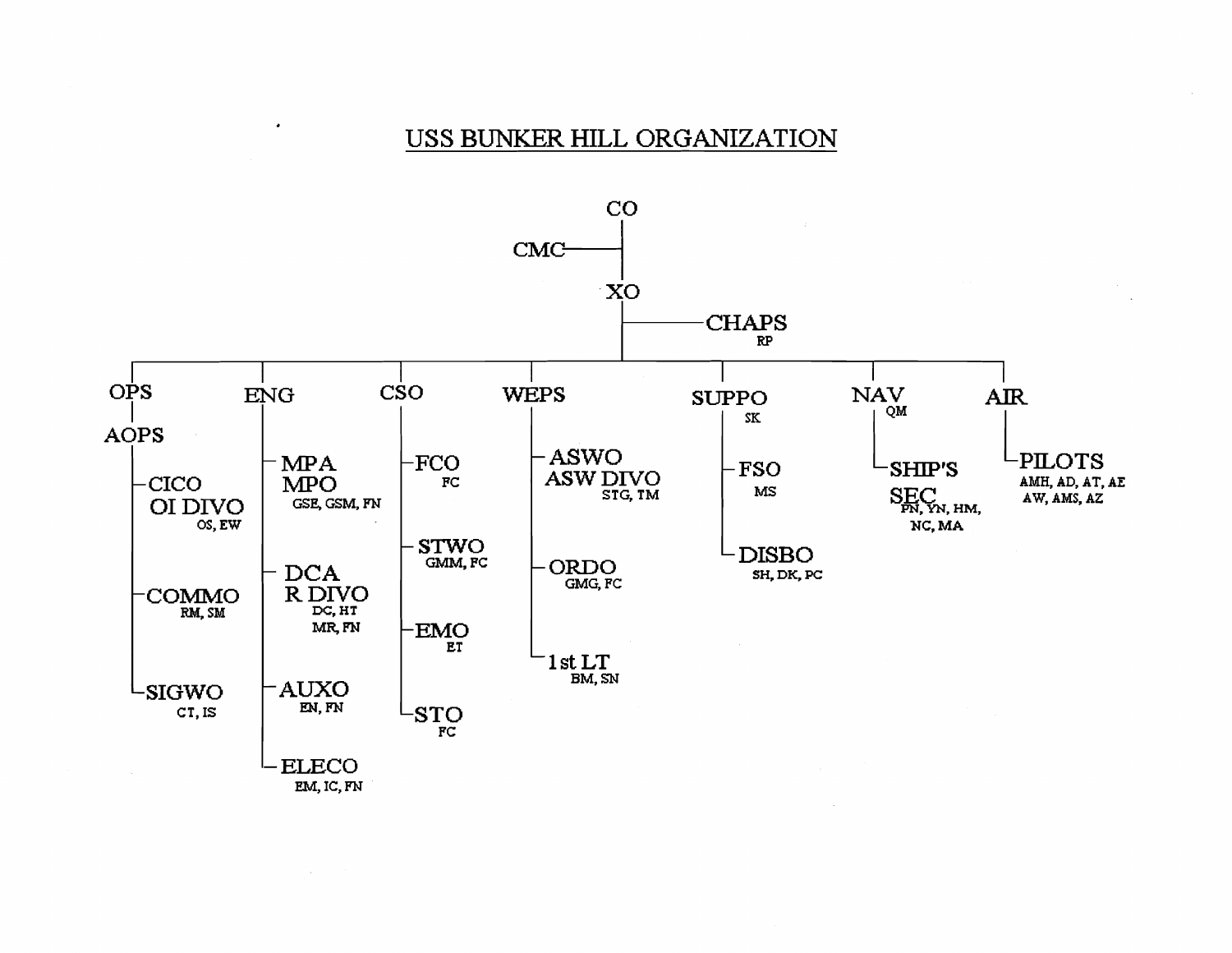# USS BUNKER HILL ORGANIZATION

- CO
  - CMC
  - XO
    - CHAPS (RP)
    - OPS
      - AOPS
        - CICO / OI DIVO (OS, EW)
        - COMMO (RM, SM)
        - SIGWO (CT, IS)
    - ENG
      - MPA / MPO (GSE, GSM, FN)
      - DCA / R DIVO (DC, HT, MR, FN)
      - AUXO (EN, FN)
      - ELECO (EM, IC, FN)
    - CSO
      - FCO (FC)
      - STWO (GMM, FC)
      - EMO (ET)
      - STO (FC)
    - WEPS
      - ASWO / ASW DIVO (STG, TM)
      - ORDO (GMG, FC)
      - 1st LT (BM, SN)
    - SUPPO (SK)
      - FSO (MS)
      - DISBO (SH, DK, PC)
    - NAV (QM)
      - SHIP'S SEC (PN, YN, HM, NC, MA)
    - AIR
      - PILOTS (AMH, AD, AT, AE, AW, AMS, AZ)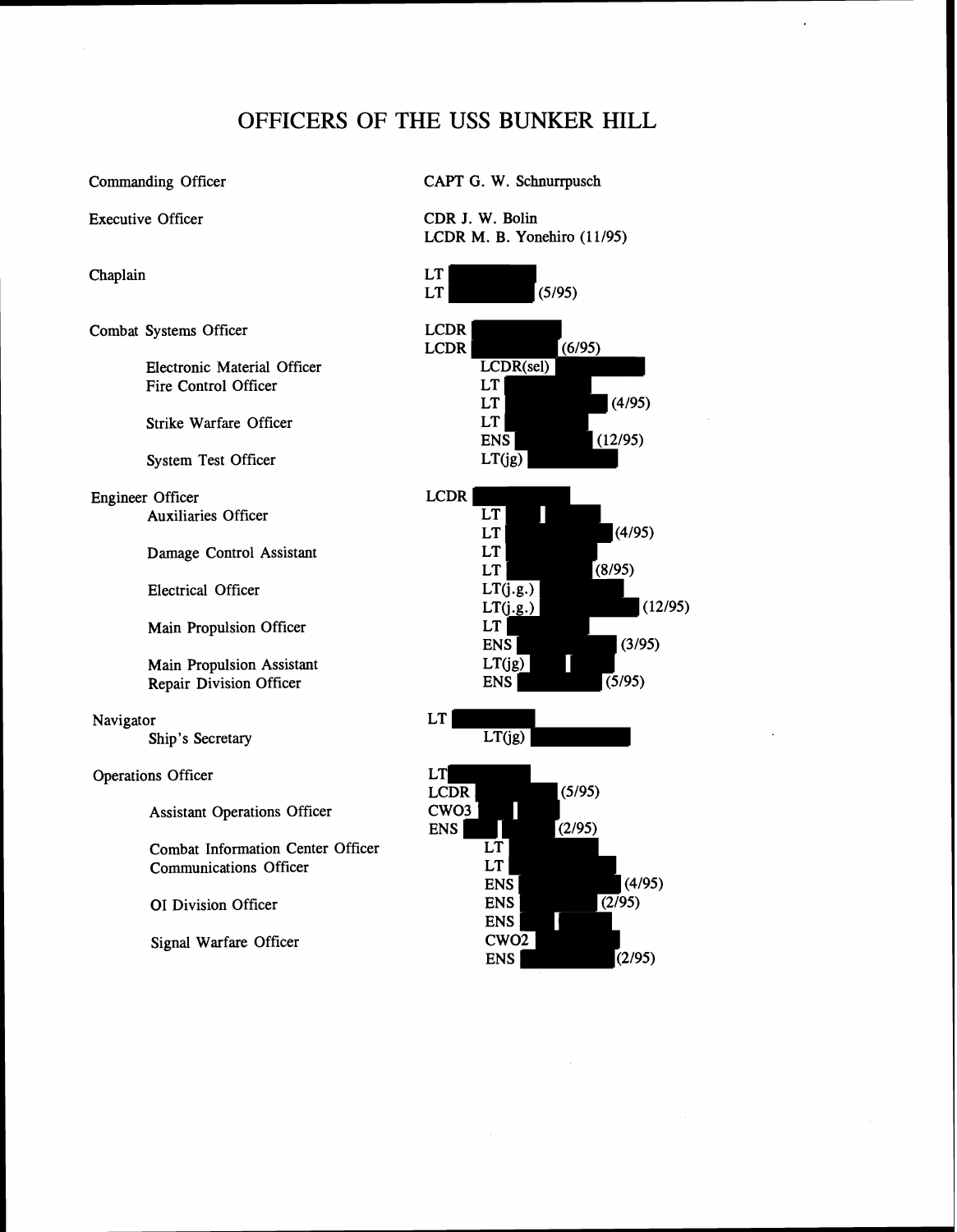# OFFICERS OF THE USS BUNKER HILL

| Position | Officer |
| --- | --- |
| Commanding Officer | CAPT G. W. Schnurrpusch |
| Executive Officer | CDR J. W. Bolin |
| | LCDR M. B. Yonehiro (11/95) |
| Chaplain | LT |
| | LT (5/95) |
| Combat Systems Officer | LCDR |
| | LCDR (6/95) |
| Electronic Material Officer | LCDR(sel) |
| Fire Control Officer | LT |
| | LT (4/95) |
| Strike Warfare Officer | LT |
| | ENS (12/95) |
| System Test Officer | LT(jg) |
| Engineer Officer | LCDR |
| Auxiliaries Officer | LT |
| | LT (4/95) |
| Damage Control Assistant | LT |
| | LT (8/95) |
| Electrical Officer | LT(j.g.) |
| | LT(j.g.) (12/95) |
| Main Propulsion Officer | LT |
| | ENS (3/95) |
| Main Propulsion Assistant | LT(jg) |
| Repair Division Officer | ENS (5/95) |
| Navigator | LT |
| Ship's Secretary | LT(jg) |
| Operations Officer | LT |
| | LCDR (5/95) |
| Assistant Operations Officer | CWO3 |
| | ENS (2/95) |
| Combat Information Center Officer | LT |
| Communications Officer | LT |
| | ENS (4/95) |
| OI Division Officer | ENS (2/95) |
| | ENS |
| Signal Warfare Officer | CWO2 |
| | ENS (2/95) |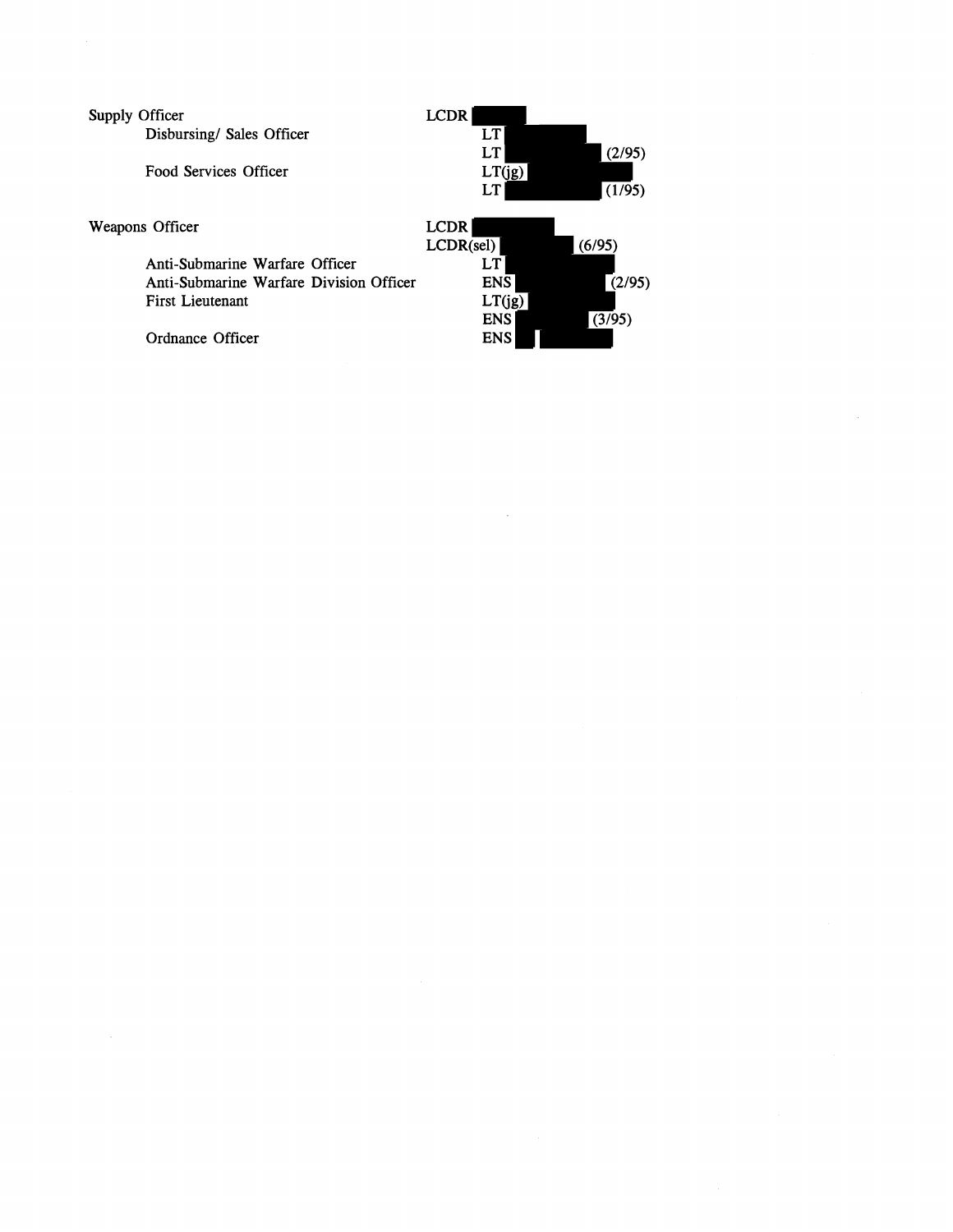| | |
|---|---|
| Supply Officer | LCDR |
| Disbursing/ Sales Officer | LT |
| | LT (2/95) |
| Food Services Officer | LT(jg) |
| | LT (1/95) |
| | |
| Weapons Officer | LCDR |
| | LCDR(sel) (6/95) |
| Anti-Submarine Warfare Officer | LT |
| Anti-Submarine Warfare Division Officer | ENS (2/95) |
| First Lieutenant | LT(jg) |
| | ENS (3/95) |
| Ordnance Officer | ENS |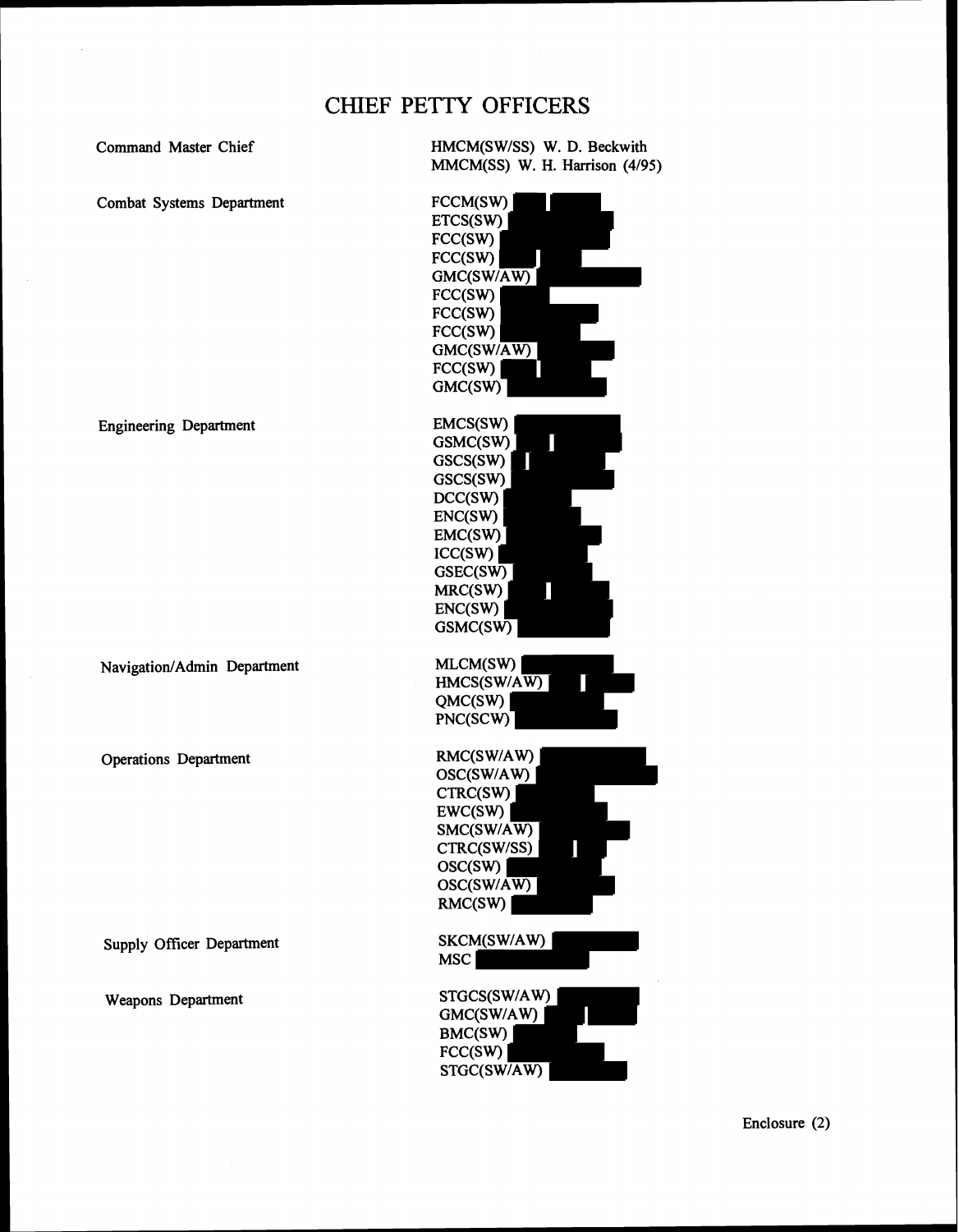# CHIEF PETTY OFFICERS

| | |
|---|---|
| Command Master Chief | HMCM(SW/SS) W. D. Beckwith<br>MMCM(SS) W. H. Harrison (4/95) |
| Combat Systems Department | FCCM(SW)<br>ETCS(SW)<br>FCC(SW)<br>FCC(SW)<br>GMC(SW/AW)<br>FCC(SW)<br>FCC(SW)<br>FCC(SW)<br>GMC(SW/AW)<br>FCC(SW)<br>GMC(SW) |
| Engineering Department | EMCS(SW)<br>GSMC(SW)<br>GSCS(SW)<br>GSCS(SW)<br>DCC(SW)<br>ENC(SW)<br>EMC(SW)<br>ICC(SW)<br>GSEC(SW)<br>MRC(SW)<br>ENC(SW)<br>GSMC(SW) |
| Navigation/Admin Department | MLCM(SW)<br>HMCS(SW/AW)<br>QMC(SW)<br>PNC(SCW) |
| Operations Department | RMC(SW/AW)<br>OSC(SW/AW)<br>CTRC(SW)<br>EWC(SW)<br>SMC(SW/AW)<br>CTRC(SW/SS)<br>OSC(SW)<br>OSC(SW/AW)<br>RMC(SW) |
| Supply Officer Department | SKCM(SW/AW)<br>MSC |
| Weapons Department | STGCS(SW/AW)<br>GMC(SW/AW)<br>BMC(SW)<br>FCC(SW)<br>STGC(SW/AW) |

Enclosure (2)